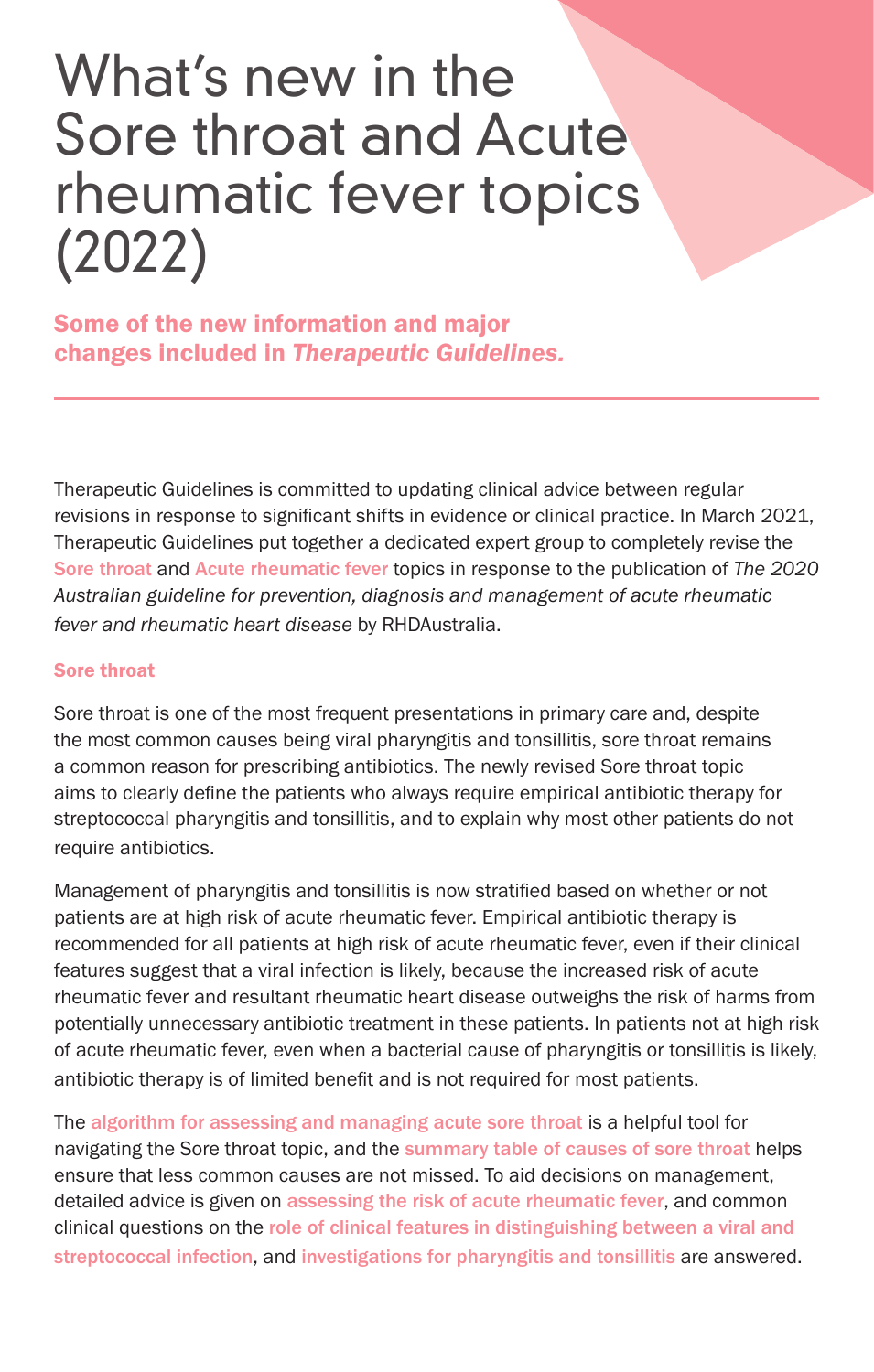# What's new in the Sore throat and Acute rheumatic fever topics (2022)

**Some of the new information and major changes included in *Therapeutic Guidelines.***

Therapeutic Guidelines is committed to updating clinical advice between regular revisions in response to significant shifts in evidence or clinical practice. In March 2021, Therapeutic Guidelines put together a dedicated expert group to completely revise the Sore throat and Acute rheumatic fever topics in response to the publication of *The 2020 Australian guideline for prevention, diagnosis and management of acute rheumatic fever and rheumatic heart disease* by RHDAustralia.

## Sore throat

Sore throat is one of the most frequent presentations in primary care and, despite the most common causes being viral pharyngitis and tonsillitis, sore throat remains a common reason for prescribing antibiotics. The newly revised Sore throat topic aims to clearly define the patients who always require empirical antibiotic therapy for streptococcal pharyngitis and tonsillitis, and to explain why most other patients do not require antibiotics.

Management of pharyngitis and tonsillitis is now stratified based on whether or not patients are at high risk of acute rheumatic fever. Empirical antibiotic therapy is recommended for all patients at high risk of acute rheumatic fever, even if their clinical features suggest that a viral infection is likely, because the increased risk of acute rheumatic fever and resultant rheumatic heart disease outweighs the risk of harms from potentially unnecessary antibiotic treatment in these patients. In patients not at high risk of acute rheumatic fever, even when a bacterial cause of pharyngitis or tonsillitis is likely, antibiotic therapy is of limited benefit and is not required for most patients.

The algorithm for assessing and managing acute sore throat is a helpful tool for navigating the Sore throat topic, and the summary table of causes of sore throat helps ensure that less common causes are not missed. To aid decisions on management, detailed advice is given on assessing the risk of acute rheumatic fever, and common clinical questions on the role of clinical features in distinguishing between a viral and streptococcal infection, and investigations for pharyngitis and tonsillitis are answered.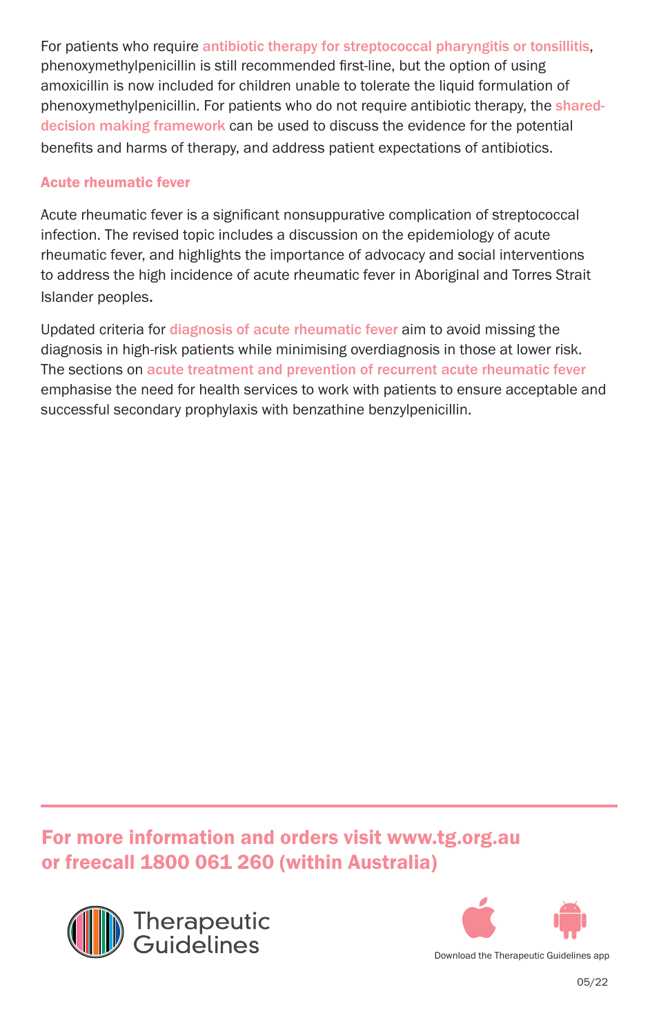For patients who require antibiotic therapy for streptococcal pharyngitis or tonsillitis, phenoxymethylpenicillin is still recommended first-line, but the option of using amoxicillin is now included for children unable to tolerate the liquid formulation of phenoxymethylpenicillin. For patients who do not require antibiotic therapy, the shared-decision making framework can be used to discuss the evidence for the potential benefits and harms of therapy, and address patient expectations of antibiotics.

## Acute rheumatic fever

Acute rheumatic fever is a significant nonsuppurative complication of streptococcal infection. The revised topic includes a discussion on the epidemiology of acute rheumatic fever, and highlights the importance of advocacy and social interventions to address the high incidence of acute rheumatic fever in Aboriginal and Torres Strait Islander peoples.

Updated criteria for diagnosis of acute rheumatic fever aim to avoid missing the diagnosis in high-risk patients while minimising overdiagnosis in those at lower risk. The sections on acute treatment and prevention of recurrent acute rheumatic fever emphasise the need for health services to work with patients to ensure acceptable and successful secondary prophylaxis with benzathine benzylpenicillin.

**For more information and orders visit www.tg.org.au or freecall 1800 061 260 (within Australia)**

Therapeutic Guidelines

Download the Therapeutic Guidelines app

05/22